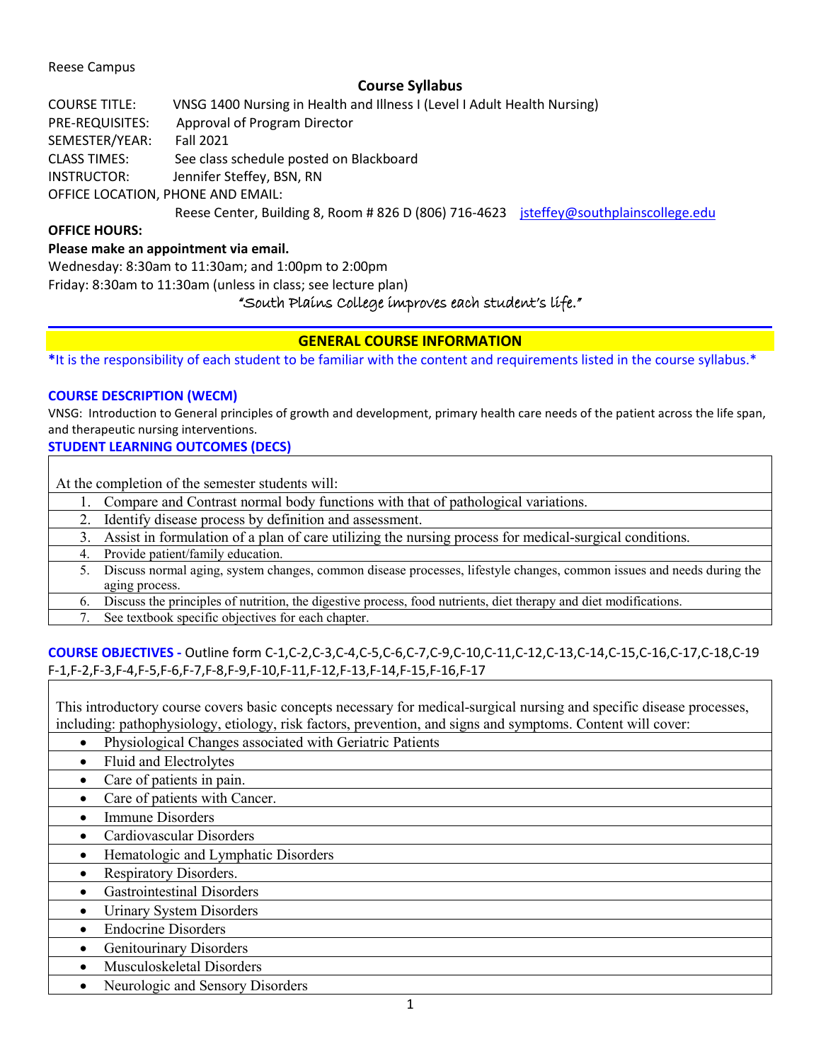Reese Campus

## Course Syllabus

COURSE TITLE: VNSG 1400 Nursing in Health and Illness I (Level I Adult Health Nursing)
PRE-REQUISITES: Approval of Program Director
SEMESTER/YEAR: Fall 2021
CLASS TIMES: See class schedule posted on Blackboard
INSTRUCTOR: Jennifer Steffey, BSN, RN
OFFICE LOCATION, PHONE AND EMAIL:
Reese Center, Building 8, Room # 826 D (806) 716-4623 jsteffey@southplainscollege.edu

**OFFICE HOURS:**

**Please make an appointment via email.**

Wednesday: 8:30am to 11:30am; and 1:00pm to 2:00pm
Friday: 8:30am to 11:30am (unless in class; see lecture plan)

*"South Plains College improves each student's life."*

## GENERAL COURSE INFORMATION

**\***It is the responsibility of each student to be familiar with the content and requirements listed in the course syllabus.*

### COURSE DESCRIPTION (WECM)

VNSG: Introduction to General principles of growth and development, primary health care needs of the patient across the life span, and therapeutic nursing interventions.

### STUDENT LEARNING OUTCOMES (DECS)

At the completion of the semester students will:

1. Compare and Contrast normal body functions with that of pathological variations.
2. Identify disease process by definition and assessment.
3. Assist in formulation of a plan of care utilizing the nursing process for medical-surgical conditions.
4. Provide patient/family education.
5. Discuss normal aging, system changes, common disease processes, lifestyle changes, common issues and needs during the aging process.
6. Discuss the principles of nutrition, the digestive process, food nutrients, diet therapy and diet modifications.
7. See textbook specific objectives for each chapter.

**COURSE OBJECTIVES -** Outline form C-1,C-2,C-3,C-4,C-5,C-6,C-7,C-9,C-10,C-11,C-12,C-13,C-14,C-15,C-16,C-17,C-18,C-19 F-1,F-2,F-3,F-4,F-5,F-6,F-7,F-8,F-9,F-10,F-11,F-12,F-13,F-14,F-15,F-16,F-17

This introductory course covers basic concepts necessary for medical-surgical nursing and specific disease processes, including: pathophysiology, etiology, risk factors, prevention, and signs and symptoms. Content will cover:

- Physiological Changes associated with Geriatric Patients
- Fluid and Electrolytes
- Care of patients in pain.
- Care of patients with Cancer.
- Immune Disorders
- Cardiovascular Disorders
- Hematologic and Lymphatic Disorders
- Respiratory Disorders.
- Gastrointestinal Disorders
- Urinary System Disorders
- Endocrine Disorders
- Genitourinary Disorders
- Musculoskeletal Disorders
- Neurologic and Sensory Disorders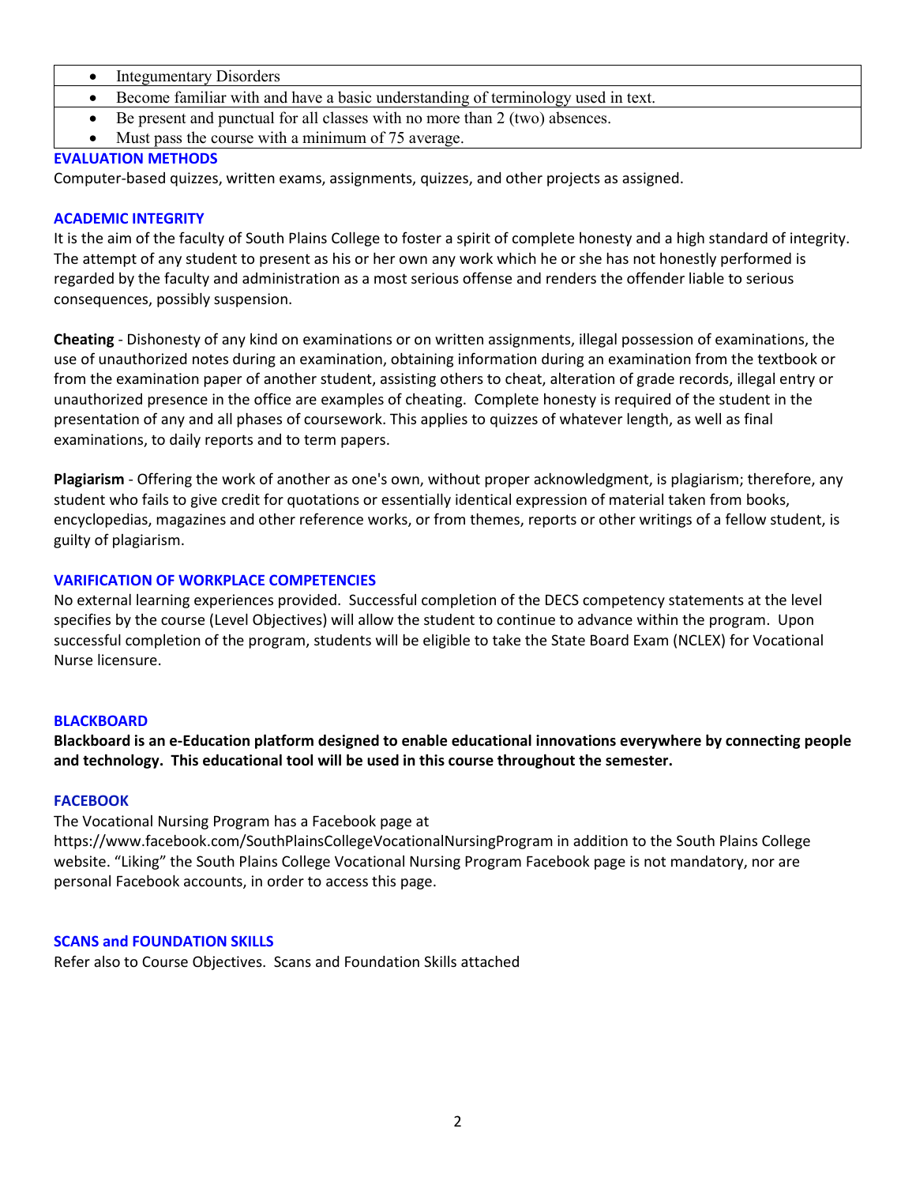- Integumentary Disorders
- Become familiar with and have a basic understanding of terminology used in text.
- Be present and punctual for all classes with no more than 2 (two) absences.
- Must pass the course with a minimum of 75 average.

### EVALUATION METHODS

Computer-based quizzes, written exams, assignments, quizzes, and other projects as assigned.

### ACADEMIC INTEGRITY

It is the aim of the faculty of South Plains College to foster a spirit of complete honesty and a high standard of integrity. The attempt of any student to present as his or her own any work which he or she has not honestly performed is regarded by the faculty and administration as a most serious offense and renders the offender liable to serious consequences, possibly suspension.

**Cheating** - Dishonesty of any kind on examinations or on written assignments, illegal possession of examinations, the use of unauthorized notes during an examination, obtaining information during an examination from the textbook or from the examination paper of another student, assisting others to cheat, alteration of grade records, illegal entry or unauthorized presence in the office are examples of cheating. Complete honesty is required of the student in the presentation of any and all phases of coursework. This applies to quizzes of whatever length, as well as final examinations, to daily reports and to term papers.

**Plagiarism** - Offering the work of another as one's own, without proper acknowledgment, is plagiarism; therefore, any student who fails to give credit for quotations or essentially identical expression of material taken from books, encyclopedias, magazines and other reference works, or from themes, reports or other writings of a fellow student, is guilty of plagiarism.

### VARIFICATION OF WORKPLACE COMPETENCIES

No external learning experiences provided. Successful completion of the DECS competency statements at the level specifies by the course (Level Objectives) will allow the student to continue to advance within the program. Upon successful completion of the program, students will be eligible to take the State Board Exam (NCLEX) for Vocational Nurse licensure.

### BLACKBOARD

**Blackboard is an e-Education platform designed to enable educational innovations everywhere by connecting people and technology. This educational tool will be used in this course throughout the semester.**

### FACEBOOK

The Vocational Nursing Program has a Facebook page at https://www.facebook.com/SouthPlainsCollegeVocationalNursingProgram in addition to the South Plains College website. "Liking" the South Plains College Vocational Nursing Program Facebook page is not mandatory, nor are personal Facebook accounts, in order to access this page.

### SCANS and FOUNDATION SKILLS

Refer also to Course Objectives. Scans and Foundation Skills attached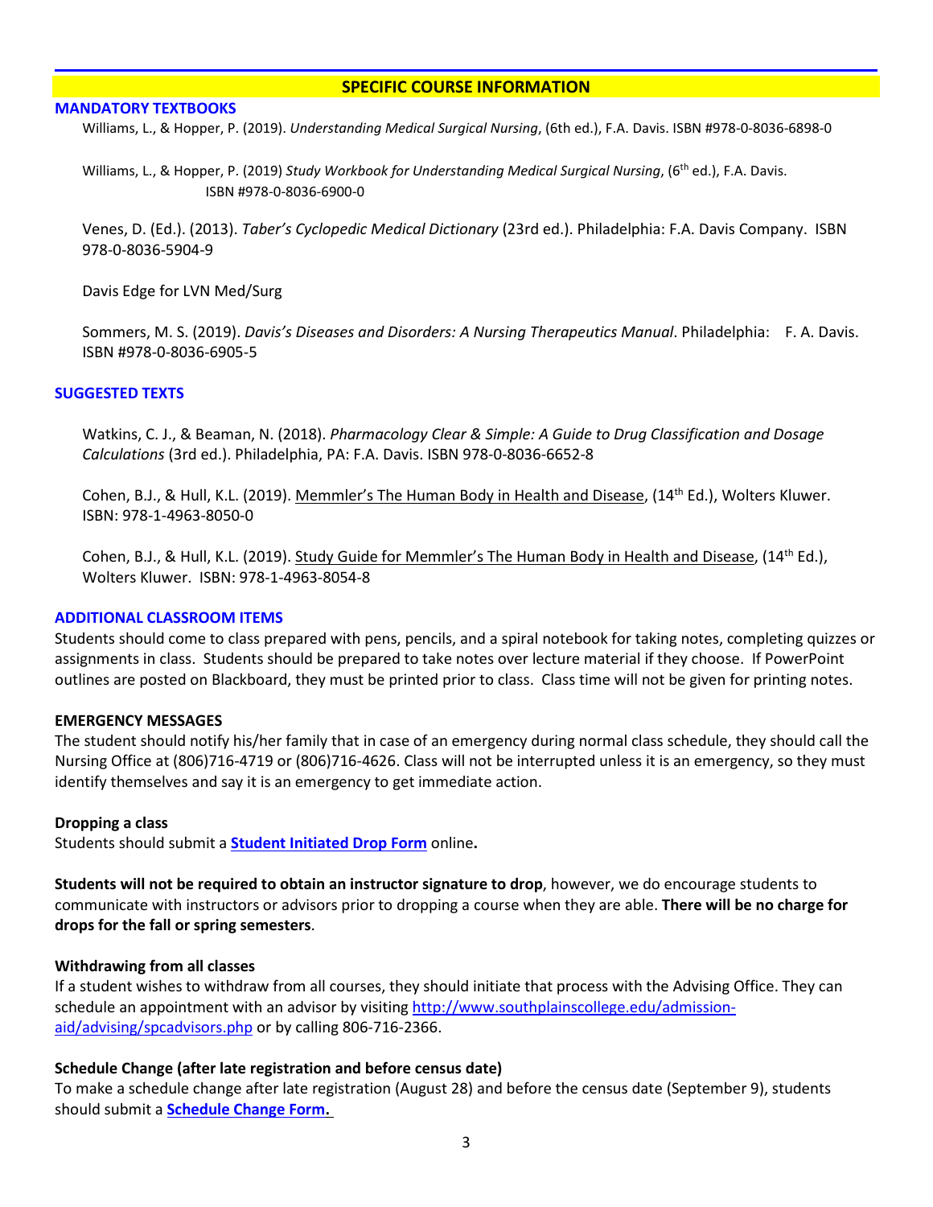## SPECIFIC COURSE INFORMATION

### MANDATORY TEXTBOOKS

Williams, L., & Hopper, P. (2019). *Understanding Medical Surgical Nursing*, (6th ed.), F.A. Davis. ISBN #978-0-8036-6898-0

Williams, L., & Hopper, P. (2019) *Study Workbook for Understanding Medical Surgical Nursing*, (6th ed.), F.A. Davis. ISBN #978-0-8036-6900-0

Venes, D. (Ed.). (2013). *Taber's Cyclopedic Medical Dictionary* (23rd ed.). Philadelphia: F.A. Davis Company. ISBN 978-0-8036-5904-9

Davis Edge for LVN Med/Surg

Sommers, M. S. (2019). *Davis's Diseases and Disorders: A Nursing Therapeutics Manual*. Philadelphia: F. A. Davis. ISBN #978-0-8036-6905-5

### SUGGESTED TEXTS

Watkins, C. J., & Beaman, N. (2018). *Pharmacology Clear & Simple: A Guide to Drug Classification and Dosage Calculations* (3rd ed.). Philadelphia, PA: F.A. Davis. ISBN 978-0-8036-6652-8

Cohen, B.J., & Hull, K.L. (2019). Memmler's The Human Body in Health and Disease, (14th Ed.), Wolters Kluwer. ISBN: 978-1-4963-8050-0

Cohen, B.J., & Hull, K.L. (2019). Study Guide for Memmler's The Human Body in Health and Disease, (14th Ed.), Wolters Kluwer. ISBN: 978-1-4963-8054-8

### ADDITIONAL CLASSROOM ITEMS

Students should come to class prepared with pens, pencils, and a spiral notebook for taking notes, completing quizzes or assignments in class. Students should be prepared to take notes over lecture material if they choose. If PowerPoint outlines are posted on Blackboard, they must be printed prior to class. Class time will not be given for printing notes.

### EMERGENCY MESSAGES

The student should notify his/her family that in case of an emergency during normal class schedule, they should call the Nursing Office at (806)716-4719 or (806)716-4626. Class will not be interrupted unless it is an emergency, so they must identify themselves and say it is an emergency to get immediate action.

### Dropping a class

Students should submit a **Student Initiated Drop Form** online**.**

**Students will not be required to obtain an instructor signature to drop**, however, we do encourage students to communicate with instructors or advisors prior to dropping a course when they are able. **There will be no charge for drops for the fall or spring semesters**.

### Withdrawing from all classes

If a student wishes to withdraw from all courses, they should initiate that process with the Advising Office. They can schedule an appointment with an advisor by visiting http://www.southplainscollege.edu/admission-aid/advising/spcadvisors.php or by calling 806-716-2366.

### Schedule Change (after late registration and before census date)

To make a schedule change after late registration (August 28) and before the census date (September 9), students should submit a **Schedule Change Form.**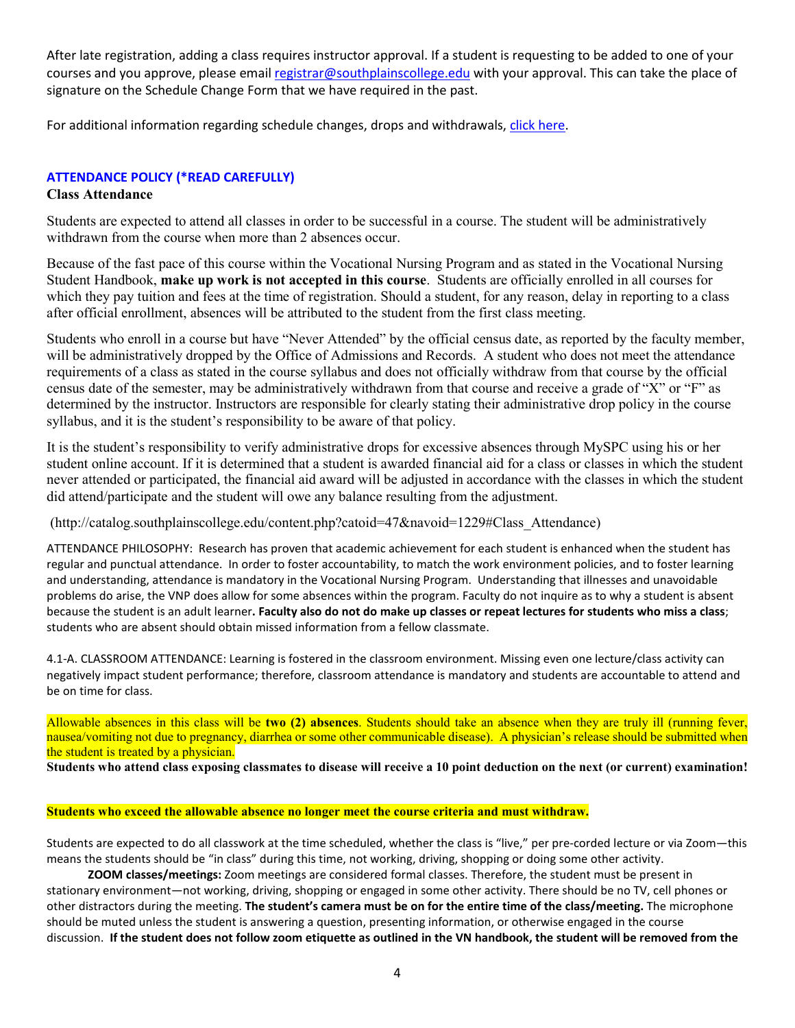After late registration, adding a class requires instructor approval. If a student is requesting to be added to one of your courses and you approve, please email [registrar@southplainscollege.edu](mailto:registrar@southplainscollege.edu) with your approval. This can take the place of signature on the Schedule Change Form that we have required in the past.

For additional information regarding schedule changes, drops and withdrawals, [click here](#).

## ATTENDANCE POLICY (*READ CAREFULLY)

### Class Attendance

Students are expected to attend all classes in order to be successful in a course. The student will be administratively withdrawn from the course when more than 2 absences occur.

Because of the fast pace of this course within the Vocational Nursing Program and as stated in the Vocational Nursing Student Handbook, **make up work is not accepted in this course**. Students are officially enrolled in all courses for which they pay tuition and fees at the time of registration. Should a student, for any reason, delay in reporting to a class after official enrollment, absences will be attributed to the student from the first class meeting.

Students who enroll in a course but have "Never Attended" by the official census date, as reported by the faculty member, will be administratively dropped by the Office of Admissions and Records. A student who does not meet the attendance requirements of a class as stated in the course syllabus and does not officially withdraw from that course by the official census date of the semester, may be administratively withdrawn from that course and receive a grade of "X" or "F" as determined by the instructor. Instructors are responsible for clearly stating their administrative drop policy in the course syllabus, and it is the student's responsibility to be aware of that policy.

It is the student's responsibility to verify administrative drops for excessive absences through MySPC using his or her student online account. If it is determined that a student is awarded financial aid for a class or classes in which the student never attended or participated, the financial aid award will be adjusted in accordance with the classes in which the student did attend/participate and the student will owe any balance resulting from the adjustment.

(http://catalog.southplainscollege.edu/content.php?catoid=47&navoid=1229#Class_Attendance)

ATTENDANCE PHILOSOPHY: Research has proven that academic achievement for each student is enhanced when the student has regular and punctual attendance. In order to foster accountability, to match the work environment policies, and to foster learning and understanding, attendance is mandatory in the Vocational Nursing Program. Understanding that illnesses and unavoidable problems do arise, the VNP does allow for some absences within the program. Faculty do not inquire as to why a student is absent because the student is an adult learner**. Faculty also do not do make up classes or repeat lectures for students who miss a class**; students who are absent should obtain missed information from a fellow classmate.

4.1-A. CLASSROOM ATTENDANCE: Learning is fostered in the classroom environment. Missing even one lecture/class activity can negatively impact student performance; therefore, classroom attendance is mandatory and students are accountable to attend and be on time for class.

Allowable absences in this class will be **two (2) absences**. Students should take an absence when they are truly ill (running fever, nausea/vomiting not due to pregnancy, diarrhea or some other communicable disease). A physician's release should be submitted when the student is treated by a physician.

**Students who attend class exposing classmates to disease will receive a 10 point deduction on the next (or current) examination!**

**Students who exceed the allowable absence no longer meet the course criteria and must withdraw.**

Students are expected to do all classwork at the time scheduled, whether the class is "live," per pre-corded lecture or via Zoom—this means the students should be "in class" during this time, not working, driving, shopping or doing some other activity.

**ZOOM classes/meetings:** Zoom meetings are considered formal classes. Therefore, the student must be present in stationary environment—not working, driving, shopping or engaged in some other activity. There should be no TV, cell phones or other distractors during the meeting. **The student's camera must be on for the entire time of the class/meeting.** The microphone should be muted unless the student is answering a question, presenting information, or otherwise engaged in the course discussion. **If the student does not follow zoom etiquette as outlined in the VN handbook, the student will be removed from the**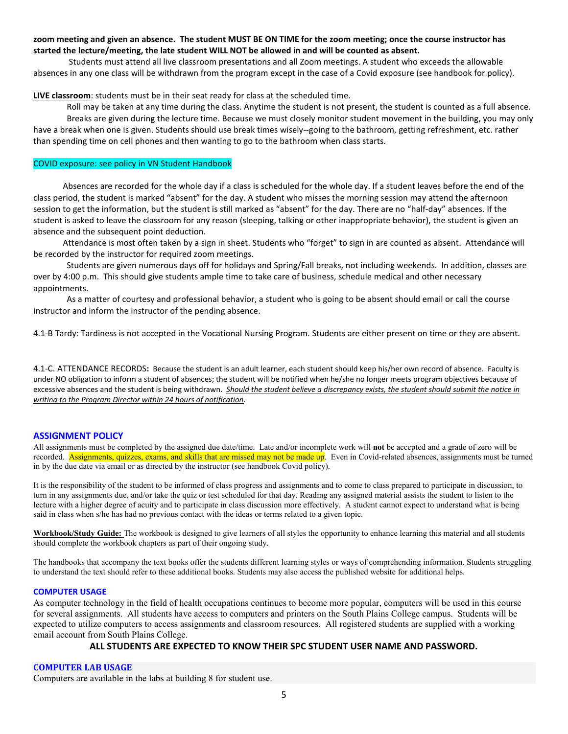**zoom meeting and given an absence. The student MUST BE ON TIME for the zoom meeting; once the course instructor has started the lecture/meeting, the late student WILL NOT be allowed in and will be counted as absent.**

Students must attend all live classroom presentations and all Zoom meetings. A student who exceeds the allowable absences in any one class will be withdrawn from the program except in the case of a Covid exposure (see handbook for policy).

**LIVE classroom**: students must be in their seat ready for class at the scheduled time.

Roll may be taken at any time during the class. Anytime the student is not present, the student is counted as a full absence.

Breaks are given during the lecture time. Because we must closely monitor student movement in the building, you may only have a break when one is given. Students should use break times wisely--going to the bathroom, getting refreshment, etc. rather than spending time on cell phones and then wanting to go to the bathroom when class starts.

COVID exposure: see policy in VN Student Handbook

Absences are recorded for the whole day if a class is scheduled for the whole day. If a student leaves before the end of the class period, the student is marked "absent" for the day. A student who misses the morning session may attend the afternoon session to get the information, but the student is still marked as "absent" for the day. There are no "half-day" absences. If the student is asked to leave the classroom for any reason (sleeping, talking or other inappropriate behavior), the student is given an absence and the subsequent point deduction.

Attendance is most often taken by a sign in sheet. Students who "forget" to sign in are counted as absent. Attendance will be recorded by the instructor for required zoom meetings.

Students are given numerous days off for holidays and Spring/Fall breaks, not including weekends. In addition, classes are over by 4:00 p.m. This should give students ample time to take care of business, schedule medical and other necessary appointments.

As a matter of courtesy and professional behavior, a student who is going to be absent should email or call the course instructor and inform the instructor of the pending absence.

4.1-B Tardy: Tardiness is not accepted in the Vocational Nursing Program. Students are either present on time or they are absent.

4.1-C. ATTENDANCE RECORDS**:** Because the student is an adult learner, each student should keep his/her own record of absence. Faculty is under NO obligation to inform a student of absences; the student will be notified when he/she no longer meets program objectives because of excessive absences and the student is being withdrawn. *Should the student believe a discrepancy exists, the student should submit the notice in writing to the Program Director within 24 hours of notification.*

## ASSIGNMENT POLICY

All assignments must be completed by the assigned due date/time. Late and/or incomplete work will **not** be accepted and a grade of zero will be recorded. Assignments, quizzes, exams, and skills that are missed may not be made up. Even in Covid-related absences, assignments must be turned in by the due date via email or as directed by the instructor (see handbook Covid policy).

It is the responsibility of the student to be informed of class progress and assignments and to come to class prepared to participate in discussion, to turn in any assignments due, and/or take the quiz or test scheduled for that day. Reading any assigned material assists the student to listen to the lecture with a higher degree of acuity and to participate in class discussion more effectively. A student cannot expect to understand what is being said in class when s/he has had no previous contact with the ideas or terms related to a given topic.

**Workbook/Study Guide:** The workbook is designed to give learners of all styles the opportunity to enhance learning this material and all students should complete the workbook chapters as part of their ongoing study.

The handbooks that accompany the text books offer the students different learning styles or ways of comprehending information. Students struggling to understand the text should refer to these additional books. Students may also access the published website for additional helps.

### COMPUTER USAGE

As computer technology in the field of health occupations continues to become more popular, computers will be used in this course for several assignments. All students have access to computers and printers on the South Plains College campus. Students will be expected to utilize computers to access assignments and classroom resources. All registered students are supplied with a working email account from South Plains College.

**ALL STUDENTS ARE EXPECTED TO KNOW THEIR SPC STUDENT USER NAME AND PASSWORD.**

### COMPUTER LAB USAGE

Computers are available in the labs at building 8 for student use.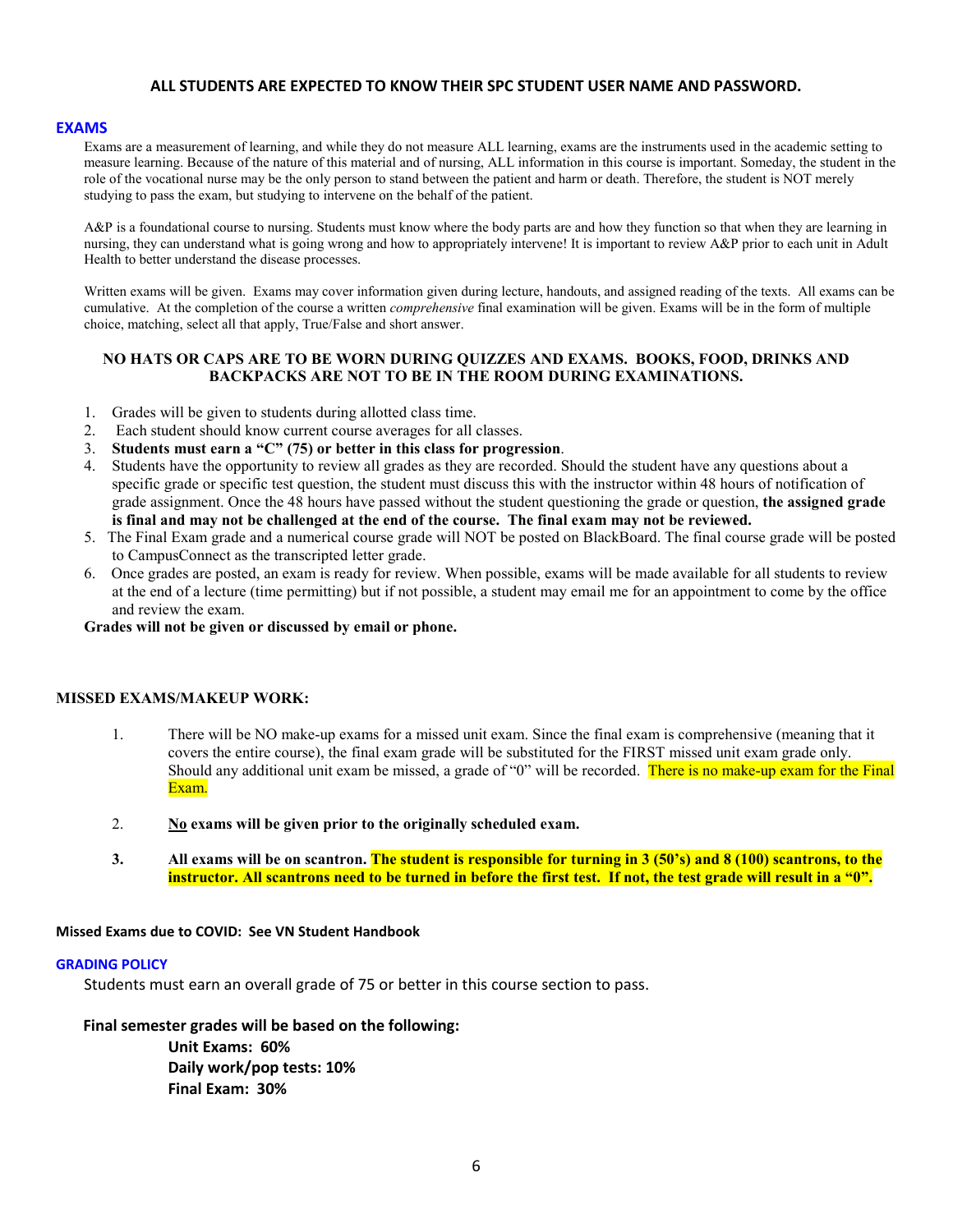**ALL STUDENTS ARE EXPECTED TO KNOW THEIR SPC STUDENT USER NAME AND PASSWORD.**

## EXAMS

Exams are a measurement of learning, and while they do not measure ALL learning, exams are the instruments used in the academic setting to measure learning. Because of the nature of this material and of nursing, ALL information in this course is important. Someday, the student in the role of the vocational nurse may be the only person to stand between the patient and harm or death. Therefore, the student is NOT merely studying to pass the exam, but studying to intervene on the behalf of the patient.

A&P is a foundational course to nursing. Students must know where the body parts are and how they function so that when they are learning in nursing, they can understand what is going wrong and how to appropriately intervene! It is important to review A&P prior to each unit in Adult Health to better understand the disease processes.

Written exams will be given. Exams may cover information given during lecture, handouts, and assigned reading of the texts. All exams can be cumulative. At the completion of the course a written *comprehensive* final examination will be given. Exams will be in the form of multiple choice, matching, select all that apply, True/False and short answer.

**NO HATS OR CAPS ARE TO BE WORN DURING QUIZZES AND EXAMS. BOOKS, FOOD, DRINKS AND BACKPACKS ARE NOT TO BE IN THE ROOM DURING EXAMINATIONS.**

1. Grades will be given to students during allotted class time.
2. Each student should know current course averages for all classes.
3. **Students must earn a "C" (75) or better in this class for progression**.
4. Students have the opportunity to review all grades as they are recorded. Should the student have any questions about a specific grade or specific test question, the student must discuss this with the instructor within 48 hours of notification of grade assignment. Once the 48 hours have passed without the student questioning the grade or question, **the assigned grade is final and may not be challenged at the end of the course. The final exam may not be reviewed.**
5. The Final Exam grade and a numerical course grade will NOT be posted on BlackBoard. The final course grade will be posted to CampusConnect as the transcripted letter grade.
6. Once grades are posted, an exam is ready for review. When possible, exams will be made available for all students to review at the end of a lecture (time permitting) but if not possible, a student may email me for an appointment to come by the office and review the exam.

**Grades will not be given or discussed by email or phone.**

### MISSED EXAMS/MAKEUP WORK:

1. There will be NO make-up exams for a missed unit exam. Since the final exam is comprehensive (meaning that it covers the entire course), the final exam grade will be substituted for the FIRST missed unit exam grade only. Should any additional unit exam be missed, a grade of "0" will be recorded. There is no make-up exam for the Final Exam.
2. **No exams will be given prior to the originally scheduled exam.**
3. **All exams will be on scantron. The student is responsible for turning in 3 (50's) and 8 (100) scantrons, to the instructor. All scantrons need to be turned in before the first test. If not, the test grade will result in a "0".**

**Missed Exams due to COVID: See VN Student Handbook**

### GRADING POLICY

Students must earn an overall grade of 75 or better in this course section to pass.

**Final semester grades will be based on the following:**

**Unit Exams: 60%**
**Daily work/pop tests: 10%**
**Final Exam: 30%**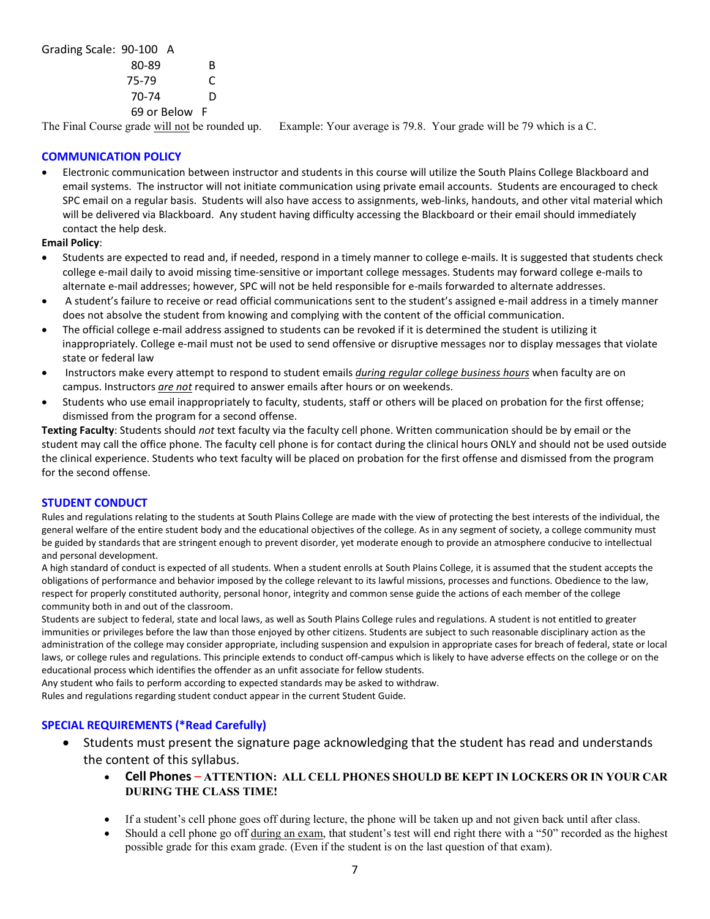Grading Scale:

| Range | Grade |
| --- | --- |
| 90-100 | A |
| 80-89 | B |
| 75-79 | C |
| 70-74 | D |
| 69 or Below | F |

The Final Course grade <u>will not</u> be rounded up. Example: Your average is 79.8. Your grade will be 79 which is a C.

## COMMUNICATION POLICY

- Electronic communication between instructor and students in this course will utilize the South Plains College Blackboard and email systems. The instructor will not initiate communication using private email accounts. Students are encouraged to check SPC email on a regular basis. Students will also have access to assignments, web-links, handouts, and other vital material which will be delivered via Blackboard. Any student having difficulty accessing the Blackboard or their email should immediately contact the help desk.

**Email Policy**:

- Students are expected to read and, if needed, respond in a timely manner to college e-mails. It is suggested that students check college e-mail daily to avoid missing time-sensitive or important college messages. Students may forward college e-mails to alternate e-mail addresses; however, SPC will not be held responsible for e-mails forwarded to alternate addresses.
- A student's failure to receive or read official communications sent to the student's assigned e-mail address in a timely manner does not absolve the student from knowing and complying with the content of the official communication.
- The official college e-mail address assigned to students can be revoked if it is determined the student is utilizing it inappropriately. College e-mail must not be used to send offensive or disruptive messages nor to display messages that violate state or federal law
- Instructors make every attempt to respond to student emails *<u>during regular college business hours</u>* when faculty are on campus. Instructors *<u>are not</u>* required to answer emails after hours or on weekends.
- Students who use email inappropriately to faculty, students, staff or others will be placed on probation for the first offense; dismissed from the program for a second offense.

**Texting Faculty**: Students should *not* text faculty via the faculty cell phone. Written communication should be by email or the student may call the office phone. The faculty cell phone is for contact during the clinical hours ONLY and should not be used outside the clinical experience. Students who text faculty will be placed on probation for the first offense and dismissed from the program for the second offense.

## STUDENT CONDUCT

Rules and regulations relating to the students at South Plains College are made with the view of protecting the best interests of the individual, the general welfare of the entire student body and the educational objectives of the college. As in any segment of society, a college community must be guided by standards that are stringent enough to prevent disorder, yet moderate enough to provide an atmosphere conducive to intellectual and personal development.

A high standard of conduct is expected of all students. When a student enrolls at South Plains College, it is assumed that the student accepts the obligations of performance and behavior imposed by the college relevant to its lawful missions, processes and functions. Obedience to the law, respect for properly constituted authority, personal honor, integrity and common sense guide the actions of each member of the college community both in and out of the classroom.

Students are subject to federal, state and local laws, as well as South Plains College rules and regulations. A student is not entitled to greater immunities or privileges before the law than those enjoyed by other citizens. Students are subject to such reasonable disciplinary action as the administration of the college may consider appropriate, including suspension and expulsion in appropriate cases for breach of federal, state or local laws, or college rules and regulations. This principle extends to conduct off-campus which is likely to have adverse effects on the college or on the educational process which identifies the offender as an unfit associate for fellow students.

Any student who fails to perform according to expected standards may be asked to withdraw.

Rules and regulations regarding student conduct appear in the current Student Guide.

## SPECIAL REQUIREMENTS (*Read Carefully)

- Students must present the signature page acknowledging that the student has read and understands the content of this syllabus.
  - **Cell Phones** – **ATTENTION: ALL CELL PHONES SHOULD BE KEPT IN LOCKERS OR IN YOUR CAR DURING THE CLASS TIME!**
  - If a student's cell phone goes off during lecture, the phone will be taken up and not given back until after class.
  - Should a cell phone go off <u>during an exam</u>, that student's test will end right there with a "50" recorded as the highest possible grade for this exam grade. (Even if the student is on the last question of that exam).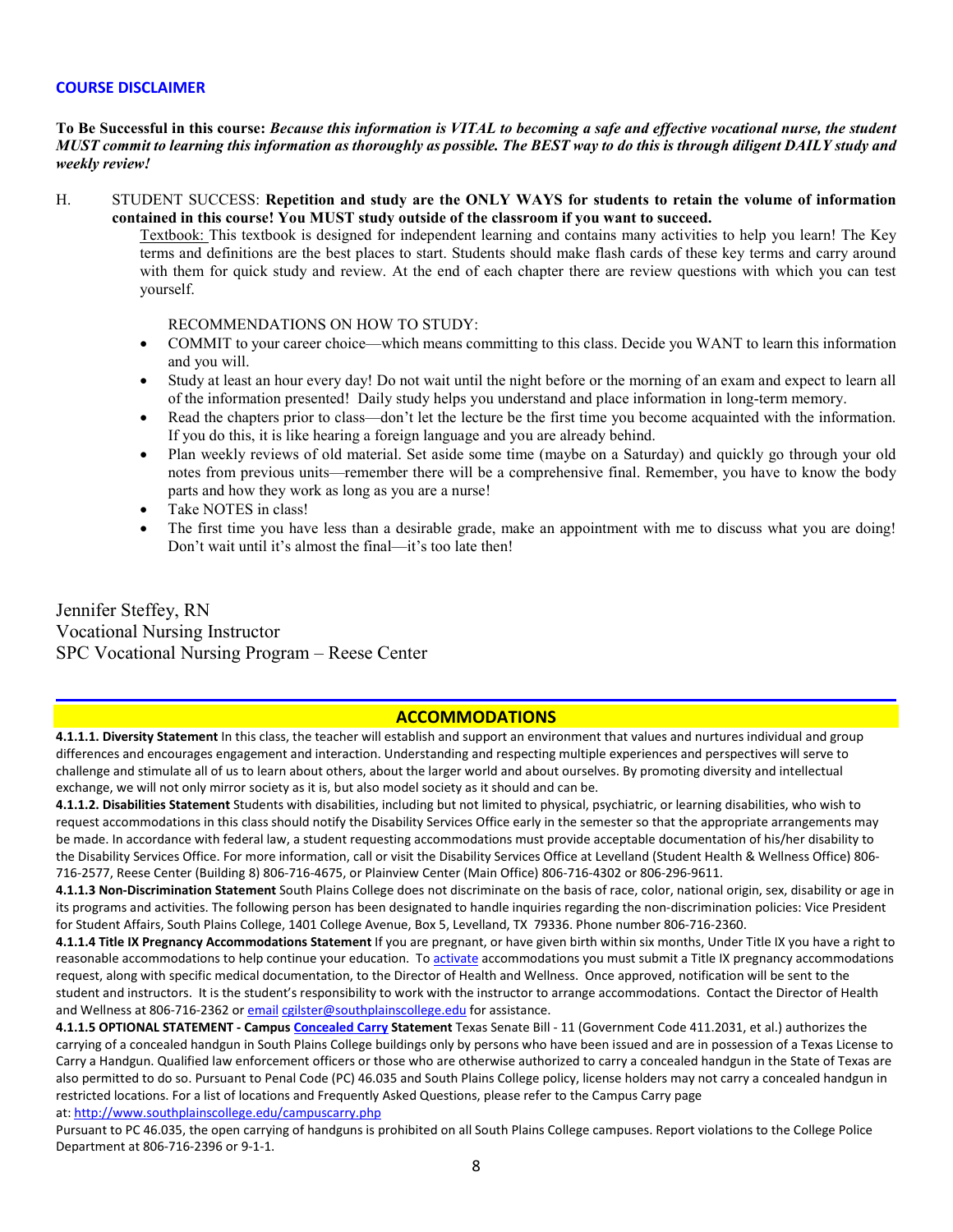### COURSE DISCLAIMER

**To Be Successful in this course:** ***Because this information is VITAL to becoming a safe and effective vocational nurse, the student MUST commit to learning this information as thoroughly as possible. The BEST way to do this is through diligent DAILY study and weekly review!***

H. STUDENT SUCCESS: **Repetition and study are the ONLY WAYS for students to retain the volume of information contained in this course! You MUST study outside of the classroom if you want to succeed.**

Textbook: This textbook is designed for independent learning and contains many activities to help you learn! The Key terms and definitions are the best places to start. Students should make flash cards of these key terms and carry around with them for quick study and review. At the end of each chapter there are review questions with which you can test yourself.

RECOMMENDATIONS ON HOW TO STUDY:

- COMMIT to your career choice—which means committing to this class. Decide you WANT to learn this information and you will.
- Study at least an hour every day! Do not wait until the night before or the morning of an exam and expect to learn all of the information presented! Daily study helps you understand and place information in long-term memory.
- Read the chapters prior to class—don't let the lecture be the first time you become acquainted with the information. If you do this, it is like hearing a foreign language and you are already behind.
- Plan weekly reviews of old material. Set aside some time (maybe on a Saturday) and quickly go through your old notes from previous units—remember there will be a comprehensive final. Remember, you have to know the body parts and how they work as long as you are a nurse!
- Take NOTES in class!
- The first time you have less than a desirable grade, make an appointment with me to discuss what you are doing! Don't wait until it's almost the final—it's too late then!

Jennifer Steffey, RN
Vocational Nursing Instructor
SPC Vocational Nursing Program – Reese Center

## ACCOMMODATIONS

**4.1.1.1. Diversity Statement** In this class, the teacher will establish and support an environment that values and nurtures individual and group differences and encourages engagement and interaction. Understanding and respecting multiple experiences and perspectives will serve to challenge and stimulate all of us to learn about others, about the larger world and about ourselves. By promoting diversity and intellectual exchange, we will not only mirror society as it is, but also model society as it should and can be.

**4.1.1.2. Disabilities Statement** Students with disabilities, including but not limited to physical, psychiatric, or learning disabilities, who wish to request accommodations in this class should notify the Disability Services Office early in the semester so that the appropriate arrangements may be made. In accordance with federal law, a student requesting accommodations must provide acceptable documentation of his/her disability to the Disability Services Office. For more information, call or visit the Disability Services Office at Levelland (Student Health & Wellness Office) 806-716-2577, Reese Center (Building 8) 806-716-4675, or Plainview Center (Main Office) 806-716-4302 or 806-296-9611.

**4.1.1.3 Non-Discrimination Statement** South Plains College does not discriminate on the basis of race, color, national origin, sex, disability or age in its programs and activities. The following person has been designated to handle inquiries regarding the non-discrimination policies: Vice President for Student Affairs, South Plains College, 1401 College Avenue, Box 5, Levelland, TX 79336. Phone number 806-716-2360.

**4.1.1.4 Title IX Pregnancy Accommodations Statement** If you are pregnant, or have given birth within six months, Under Title IX you have a right to reasonable accommodations to help continue your education. To activate accommodations you must submit a Title IX pregnancy accommodations request, along with specific medical documentation, to the Director of Health and Wellness. Once approved, notification will be sent to the student and instructors. It is the student's responsibility to work with the instructor to arrange accommodations. Contact the Director of Health and Wellness at 806-716-2362 or email cgilster@southplainscollege.edu for assistance.

**4.1.1.5 OPTIONAL STATEMENT - Campus Concealed Carry Statement** Texas Senate Bill - 11 (Government Code 411.2031, et al.) authorizes the carrying of a concealed handgun in South Plains College buildings only by persons who have been issued and are in possession of a Texas License to Carry a Handgun. Qualified law enforcement officers or those who are otherwise authorized to carry a concealed handgun in the State of Texas are also permitted to do so. Pursuant to Penal Code (PC) 46.035 and South Plains College policy, license holders may not carry a concealed handgun in restricted locations. For a list of locations and Frequently Asked Questions, please refer to the Campus Carry page at: http://www.southplainscollege.edu/campuscarry.php

Pursuant to PC 46.035, the open carrying of handguns is prohibited on all South Plains College campuses. Report violations to the College Police Department at 806-716-2396 or 9-1-1.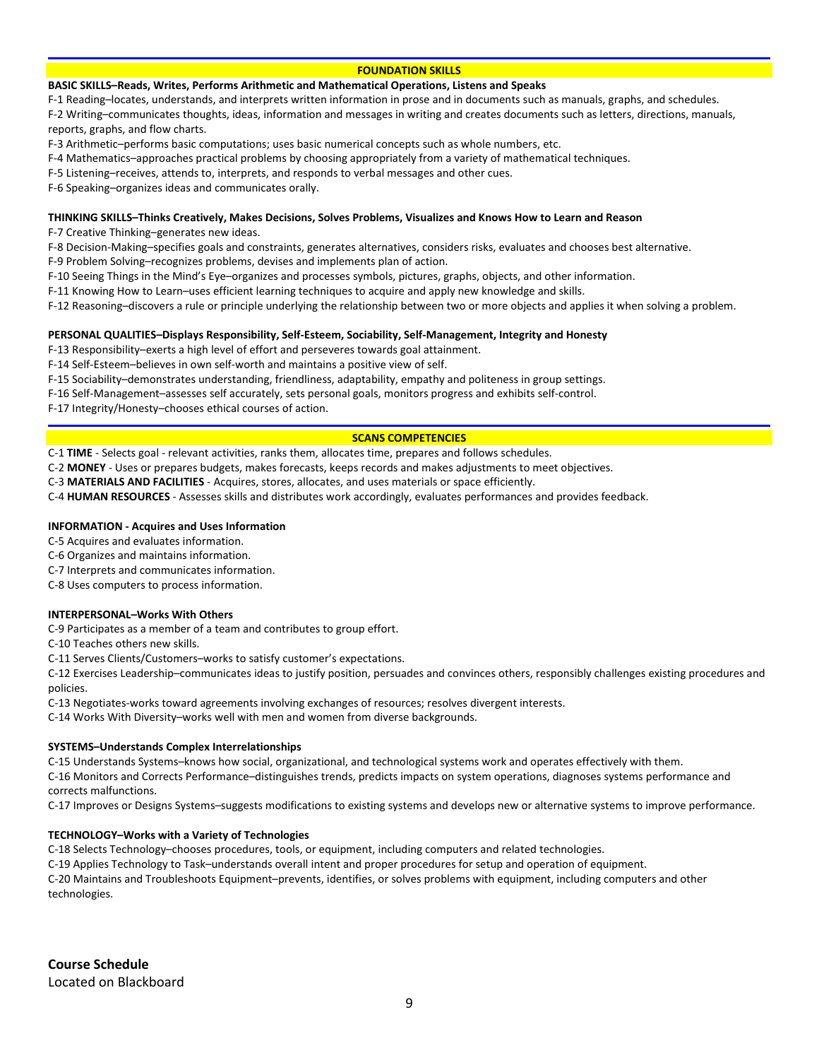## FOUNDATION SKILLS

**BASIC SKILLS–Reads, Writes, Performs Arithmetic and Mathematical Operations, Listens and Speaks**

F-1 Reading–locates, understands, and interprets written information in prose and in documents such as manuals, graphs, and schedules.

F-2 Writing–communicates thoughts, ideas, information and messages in writing and creates documents such as letters, directions, manuals, reports, graphs, and flow charts.

F-3 Arithmetic–performs basic computations; uses basic numerical concepts such as whole numbers, etc.

F-4 Mathematics–approaches practical problems by choosing appropriately from a variety of mathematical techniques.

F-5 Listening–receives, attends to, interprets, and responds to verbal messages and other cues.

F-6 Speaking–organizes ideas and communicates orally.

**THINKING SKILLS–Thinks Creatively, Makes Decisions, Solves Problems, Visualizes and Knows How to Learn and Reason**

F-7 Creative Thinking–generates new ideas.

F-8 Decision-Making–specifies goals and constraints, generates alternatives, considers risks, evaluates and chooses best alternative.

F-9 Problem Solving–recognizes problems, devises and implements plan of action.

F-10 Seeing Things in the Mind's Eye–organizes and processes symbols, pictures, graphs, objects, and other information.

F-11 Knowing How to Learn–uses efficient learning techniques to acquire and apply new knowledge and skills.

F-12 Reasoning–discovers a rule or principle underlying the relationship between two or more objects and applies it when solving a problem.

**PERSONAL QUALITIES–Displays Responsibility, Self-Esteem, Sociability, Self-Management, Integrity and Honesty**

F-13 Responsibility–exerts a high level of effort and perseveres towards goal attainment.

F-14 Self-Esteem–believes in own self-worth and maintains a positive view of self.

F-15 Sociability–demonstrates understanding, friendliness, adaptability, empathy and politeness in group settings.

F-16 Self-Management–assesses self accurately, sets personal goals, monitors progress and exhibits self-control.

F-17 Integrity/Honesty–chooses ethical courses of action.

## SCANS COMPETENCIES

C-1 **TIME** - Selects goal - relevant activities, ranks them, allocates time, prepares and follows schedules.

C-2 **MONEY** - Uses or prepares budgets, makes forecasts, keeps records and makes adjustments to meet objectives.

C-3 **MATERIALS AND FACILITIES** - Acquires, stores, allocates, and uses materials or space efficiently.

C-4 **HUMAN RESOURCES** - Assesses skills and distributes work accordingly, evaluates performances and provides feedback.

**INFORMATION - Acquires and Uses Information**

C-5 Acquires and evaluates information.

C-6 Organizes and maintains information.

C-7 Interprets and communicates information.

C-8 Uses computers to process information.

**INTERPERSONAL–Works With Others**

C-9 Participates as a member of a team and contributes to group effort.

C-10 Teaches others new skills.

C-11 Serves Clients/Customers–works to satisfy customer's expectations.

C-12 Exercises Leadership–communicates ideas to justify position, persuades and convinces others, responsibly challenges existing procedures and policies.

C-13 Negotiates-works toward agreements involving exchanges of resources; resolves divergent interests.

C-14 Works With Diversity–works well with men and women from diverse backgrounds.

**SYSTEMS–Understands Complex Interrelationships**

C-15 Understands Systems–knows how social, organizational, and technological systems work and operates effectively with them.

C-16 Monitors and Corrects Performance–distinguishes trends, predicts impacts on system operations, diagnoses systems performance and corrects malfunctions.

C-17 Improves or Designs Systems–suggests modifications to existing systems and develops new or alternative systems to improve performance.

**TECHNOLOGY–Works with a Variety of Technologies**

C-18 Selects Technology–chooses procedures, tools, or equipment, including computers and related technologies.

C-19 Applies Technology to Task–understands overall intent and proper procedures for setup and operation of equipment.

C-20 Maintains and Troubleshoots Equipment–prevents, identifies, or solves problems with equipment, including computers and other technologies.

**Course Schedule**

Located on Blackboard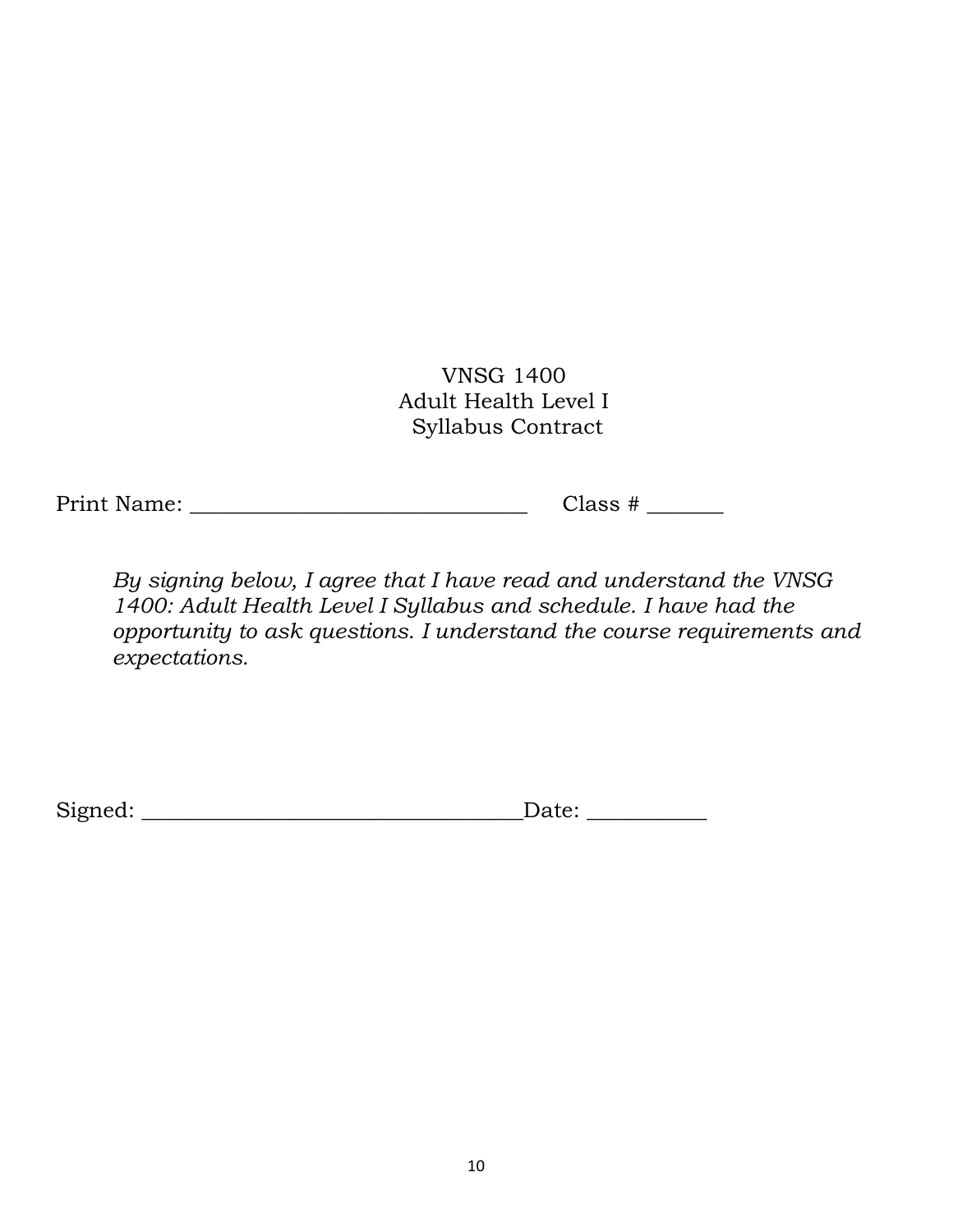VNSG 1400
Adult Health Level I
Syllabus Contract

Print Name: _______________________________ Class # _______

*By signing below, I agree that I have read and understand the VNSG 1400: Adult Health Level I Syllabus and schedule. I have had the opportunity to ask questions. I understand the course requirements and expectations.*

Signed: ___________________________________Date: ___________